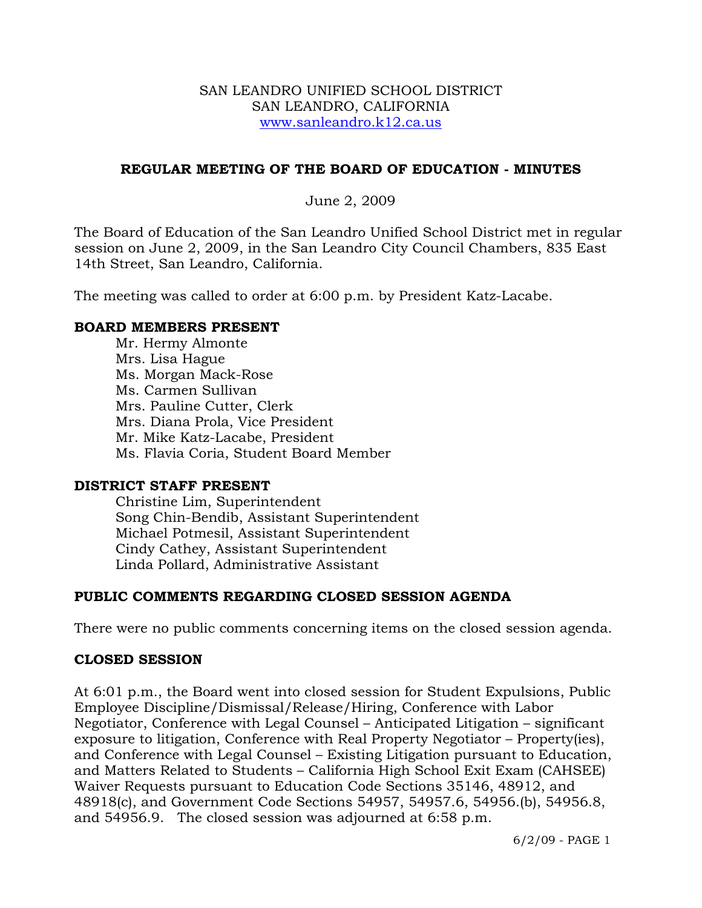SAN LEANDRO UNIFIED SCHOOL DISTRICT
SAN LEANDRO, CALIFORNIA
www.sanleandro.k12.ca.us

## REGULAR MEETING OF THE BOARD OF EDUCATION - MINUTES

June 2, 2009

The Board of Education of the San Leandro Unified School District met in regular session on June 2, 2009, in the San Leandro City Council Chambers, 835 East 14th Street, San Leandro, California.

The meeting was called to order at 6:00 p.m. by President Katz-Lacabe.

### BOARD MEMBERS PRESENT

Mr. Hermy Almonte
Mrs. Lisa Hague
Ms. Morgan Mack-Rose
Ms. Carmen Sullivan
Mrs. Pauline Cutter, Clerk
Mrs. Diana Prola, Vice President
Mr. Mike Katz-Lacabe, President
Ms. Flavia Coria, Student Board Member

### DISTRICT STAFF PRESENT

Christine Lim, Superintendent
Song Chin-Bendib, Assistant Superintendent
Michael Potmesil, Assistant Superintendent
Cindy Cathey, Assistant Superintendent
Linda Pollard, Administrative Assistant

### PUBLIC COMMENTS REGARDING CLOSED SESSION AGENDA

There were no public comments concerning items on the closed session agenda.

### CLOSED SESSION

At 6:01 p.m., the Board went into closed session for Student Expulsions, Public Employee Discipline/Dismissal/Release/Hiring, Conference with Labor Negotiator, Conference with Legal Counsel – Anticipated Litigation – significant exposure to litigation, Conference with Real Property Negotiator – Property(ies), and Conference with Legal Counsel – Existing Litigation pursuant to Education, and Matters Related to Students – California High School Exit Exam (CAHSEE) Waiver Requests pursuant to Education Code Sections 35146, 48912, and 48918(c), and Government Code Sections 54957, 54957.6, 54956.(b), 54956.8, and 54956.9. The closed session was adjourned at 6:58 p.m.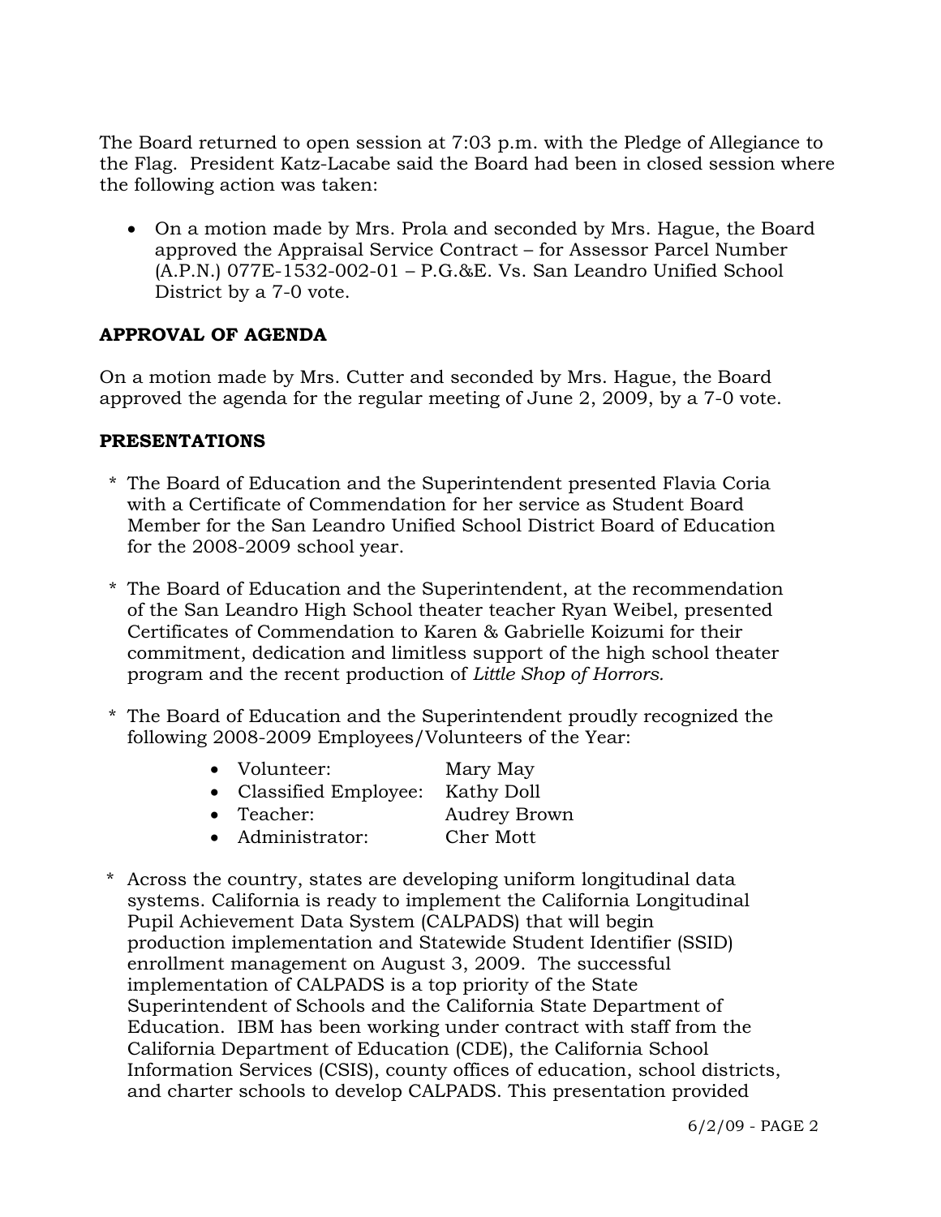The Board returned to open session at 7:03 p.m. with the Pledge of Allegiance to the Flag. President Katz-Lacabe said the Board had been in closed session where the following action was taken:

- On a motion made by Mrs. Prola and seconded by Mrs. Hague, the Board approved the Appraisal Service Contract – for Assessor Parcel Number (A.P.N.) 077E-1532-002-01 – P.G.&E. Vs. San Leandro Unified School District by a 7-0 vote.

## APPROVAL OF AGENDA

On a motion made by Mrs. Cutter and seconded by Mrs. Hague, the Board approved the agenda for the regular meeting of June 2, 2009, by a 7-0 vote.

## PRESENTATIONS

* The Board of Education and the Superintendent presented Flavia Coria with a Certificate of Commendation for her service as Student Board Member for the San Leandro Unified School District Board of Education for the 2008-2009 school year.

* The Board of Education and the Superintendent, at the recommendation of the San Leandro High School theater teacher Ryan Weibel, presented Certificates of Commendation to Karen & Gabrielle Koizumi for their commitment, dedication and limitless support of the high school theater program and the recent production of *Little Shop of Horrors.*

* The Board of Education and the Superintendent proudly recognized the following 2008-2009 Employees/Volunteers of the Year:

  - Volunteer: Mary May
  - Classified Employee: Kathy Doll
  - Teacher: Audrey Brown
  - Administrator: Cher Mott

* Across the country, states are developing uniform longitudinal data systems. California is ready to implement the California Longitudinal Pupil Achievement Data System (CALPADS) that will begin production implementation and Statewide Student Identifier (SSID) enrollment management on August 3, 2009. The successful implementation of CALPADS is a top priority of the State Superintendent of Schools and the California State Department of Education. IBM has been working under contract with staff from the California Department of Education (CDE), the California School Information Services (CSIS), county offices of education, school districts, and charter schools to develop CALPADS. This presentation provided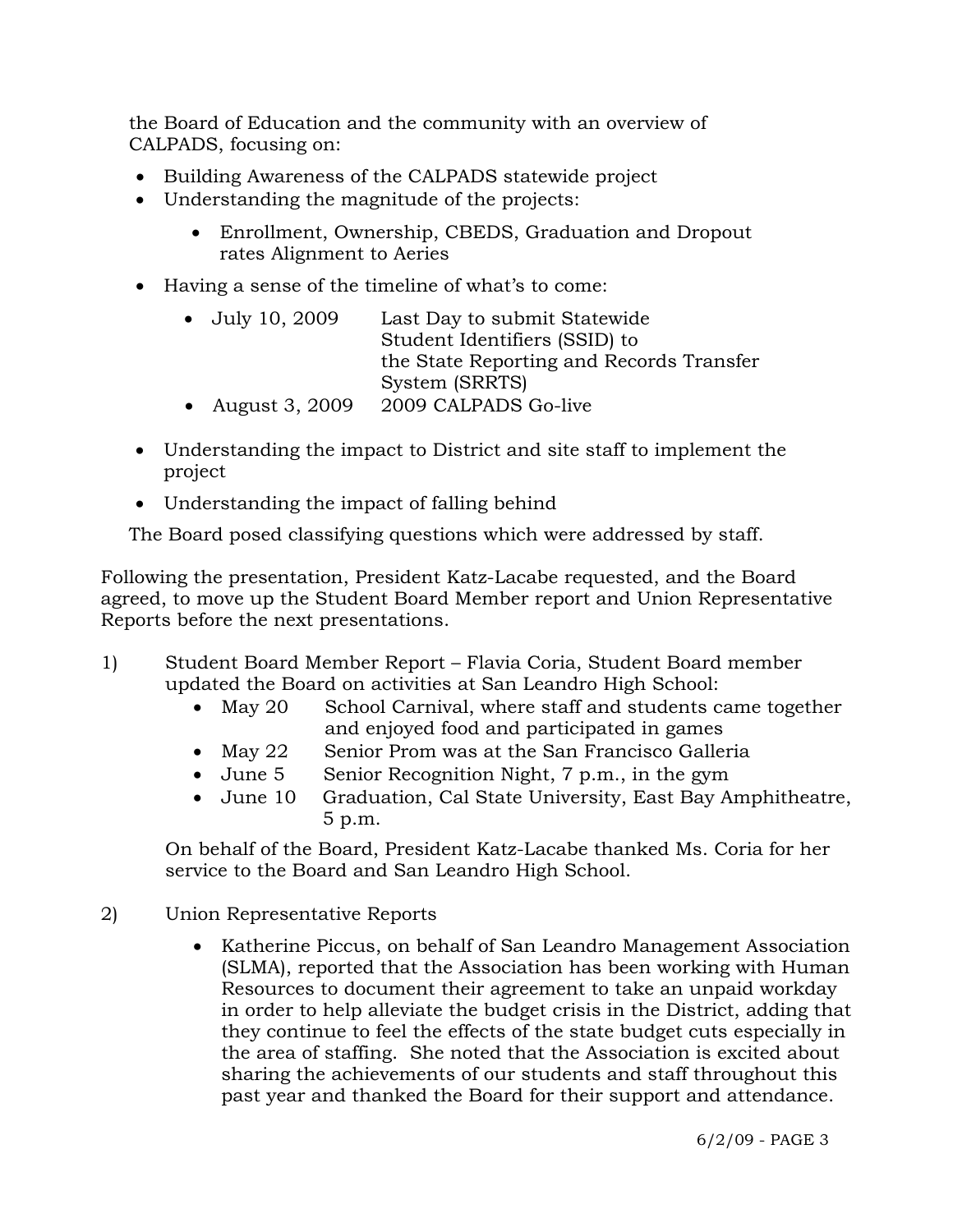the Board of Education and the community with an overview of CALPADS, focusing on:

- Building Awareness of the CALPADS statewide project
- Understanding the magnitude of the projects:
    - Enrollment, Ownership, CBEDS, Graduation and Dropout rates Alignment to Aeries
- Having a sense of the timeline of what's to come:
    - July 10, 2009 Last Day to submit Statewide Student Identifiers (SSID) to the State Reporting and Records Transfer System (SRRTS)
    - August 3, 2009 2009 CALPADS Go-live
- Understanding the impact to District and site staff to implement the project
- Understanding the impact of falling behind

The Board posed classifying questions which were addressed by staff.

Following the presentation, President Katz-Lacabe requested, and the Board agreed, to move up the Student Board Member report and Union Representative Reports before the next presentations.

1) Student Board Member Report – Flavia Coria, Student Board member updated the Board on activities at San Leandro High School:
    - May 20 School Carnival, where staff and students came together and enjoyed food and participated in games
    - May 22 Senior Prom was at the San Francisco Galleria
    - June 5 Senior Recognition Night, 7 p.m., in the gym
    - June 10 Graduation, Cal State University, East Bay Amphitheatre, 5 p.m.

    On behalf of the Board, President Katz-Lacabe thanked Ms. Coria for her service to the Board and San Leandro High School.

2) Union Representative Reports
    - Katherine Piccus, on behalf of San Leandro Management Association (SLMA), reported that the Association has been working with Human Resources to document their agreement to take an unpaid workday in order to help alleviate the budget crisis in the District, adding that they continue to feel the effects of the state budget cuts especially in the area of staffing. She noted that the Association is excited about sharing the achievements of our students and staff throughout this past year and thanked the Board for their support and attendance.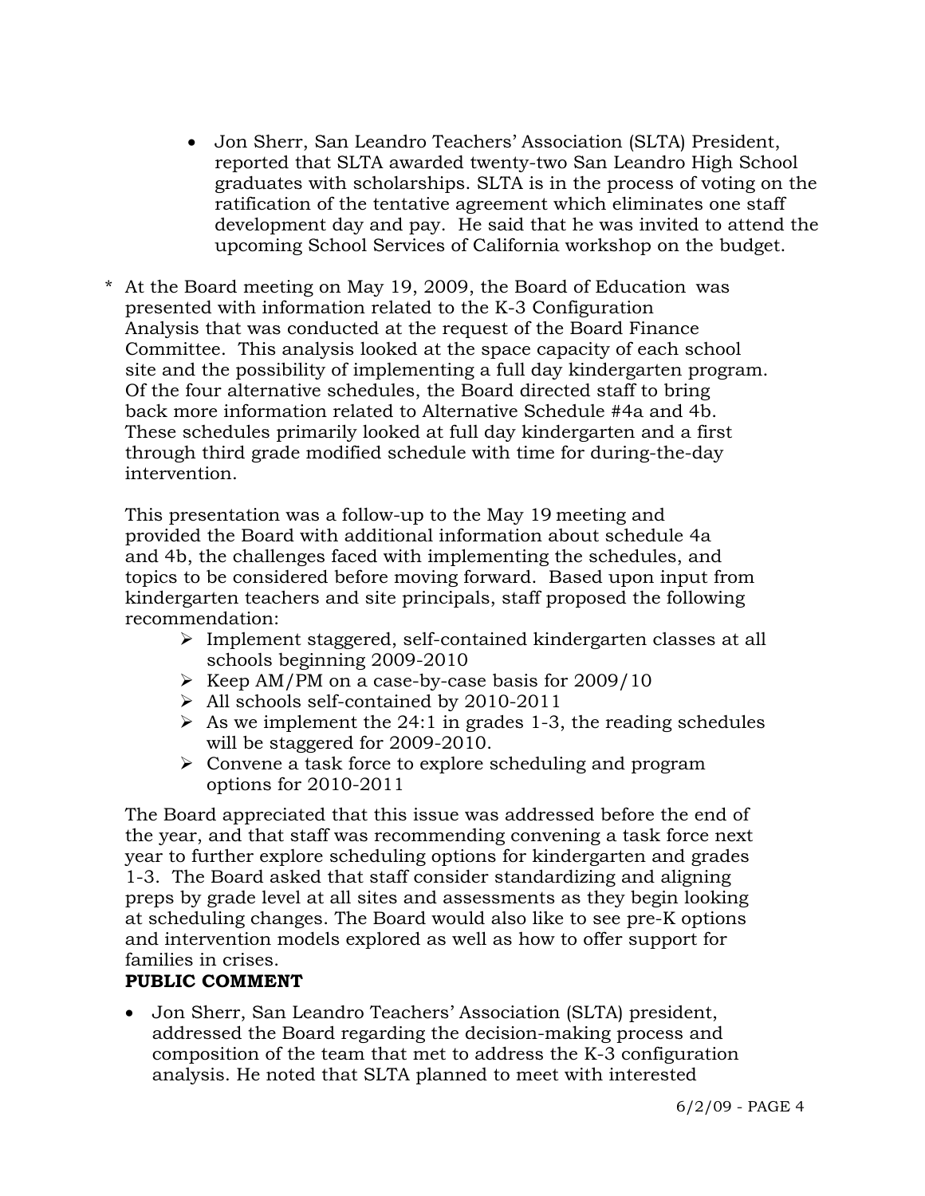- Jon Sherr, San Leandro Teachers' Association (SLTA) President, reported that SLTA awarded twenty-two San Leandro High School graduates with scholarships. SLTA is in the process of voting on the ratification of the tentative agreement which eliminates one staff development day and pay. He said that he was invited to attend the upcoming School Services of California workshop on the budget.

\* At the Board meeting on May 19, 2009, the Board of Education was presented with information related to the K-3 Configuration Analysis that was conducted at the request of the Board Finance Committee. This analysis looked at the space capacity of each school site and the possibility of implementing a full day kindergarten program. Of the four alternative schedules, the Board directed staff to bring back more information related to Alternative Schedule #4a and 4b. These schedules primarily looked at full day kindergarten and a first through third grade modified schedule with time for during-the-day intervention.

This presentation was a follow-up to the May 19 meeting and provided the Board with additional information about schedule 4a and 4b, the challenges faced with implementing the schedules, and topics to be considered before moving forward. Based upon input from kindergarten teachers and site principals, staff proposed the following recommendation:

- Implement staggered, self-contained kindergarten classes at all schools beginning 2009-2010
- Keep AM/PM on a case-by-case basis for 2009/10
- All schools self-contained by 2010-2011
- As we implement the 24:1 in grades 1-3, the reading schedules will be staggered for 2009-2010.
- Convene a task force to explore scheduling and program options for 2010-2011

The Board appreciated that this issue was addressed before the end of the year, and that staff was recommending convening a task force next year to further explore scheduling options for kindergarten and grades 1-3. The Board asked that staff consider standardizing and aligning preps by grade level at all sites and assessments as they begin looking at scheduling changes. The Board would also like to see pre-K options and intervention models explored as well as how to offer support for families in crises.

**PUBLIC COMMENT**

- Jon Sherr, San Leandro Teachers' Association (SLTA) president, addressed the Board regarding the decision-making process and composition of the team that met to address the K-3 configuration analysis. He noted that SLTA planned to meet with interested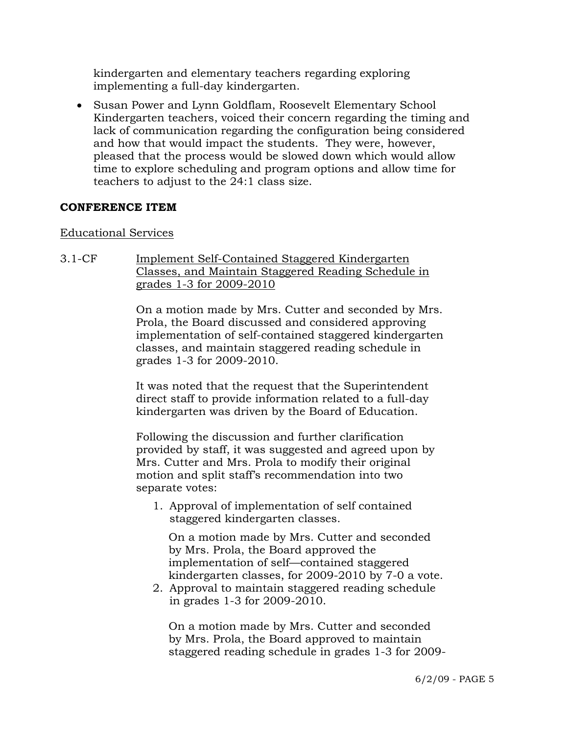kindergarten and elementary teachers regarding exploring implementing a full-day kindergarten.

- Susan Power and Lynn Goldflam, Roosevelt Elementary School Kindergarten teachers, voiced their concern regarding the timing and lack of communication regarding the configuration being considered and how that would impact the students. They were, however, pleased that the process would be slowed down which would allow time to explore scheduling and program options and allow time for teachers to adjust to the 24:1 class size.

**CONFERENCE ITEM**

Educational Services

3.1-CF Implement Self-Contained Staggered Kindergarten Classes, and Maintain Staggered Reading Schedule in grades 1-3 for 2009-2010

On a motion made by Mrs. Cutter and seconded by Mrs. Prola, the Board discussed and considered approving implementation of self-contained staggered kindergarten classes, and maintain staggered reading schedule in grades 1-3 for 2009-2010.

It was noted that the request that the Superintendent direct staff to provide information related to a full-day kindergarten was driven by the Board of Education.

Following the discussion and further clarification provided by staff, it was suggested and agreed upon by Mrs. Cutter and Mrs. Prola to modify their original motion and split staff's recommendation into two separate votes:

1. Approval of implementation of self contained staggered kindergarten classes.

   On a motion made by Mrs. Cutter and seconded by Mrs. Prola, the Board approved the implementation of self—contained staggered kindergarten classes, for 2009-2010 by 7-0 a vote.

2. Approval to maintain staggered reading schedule in grades 1-3 for 2009-2010.

   On a motion made by Mrs. Cutter and seconded by Mrs. Prola, the Board approved to maintain staggered reading schedule in grades 1-3 for 2009-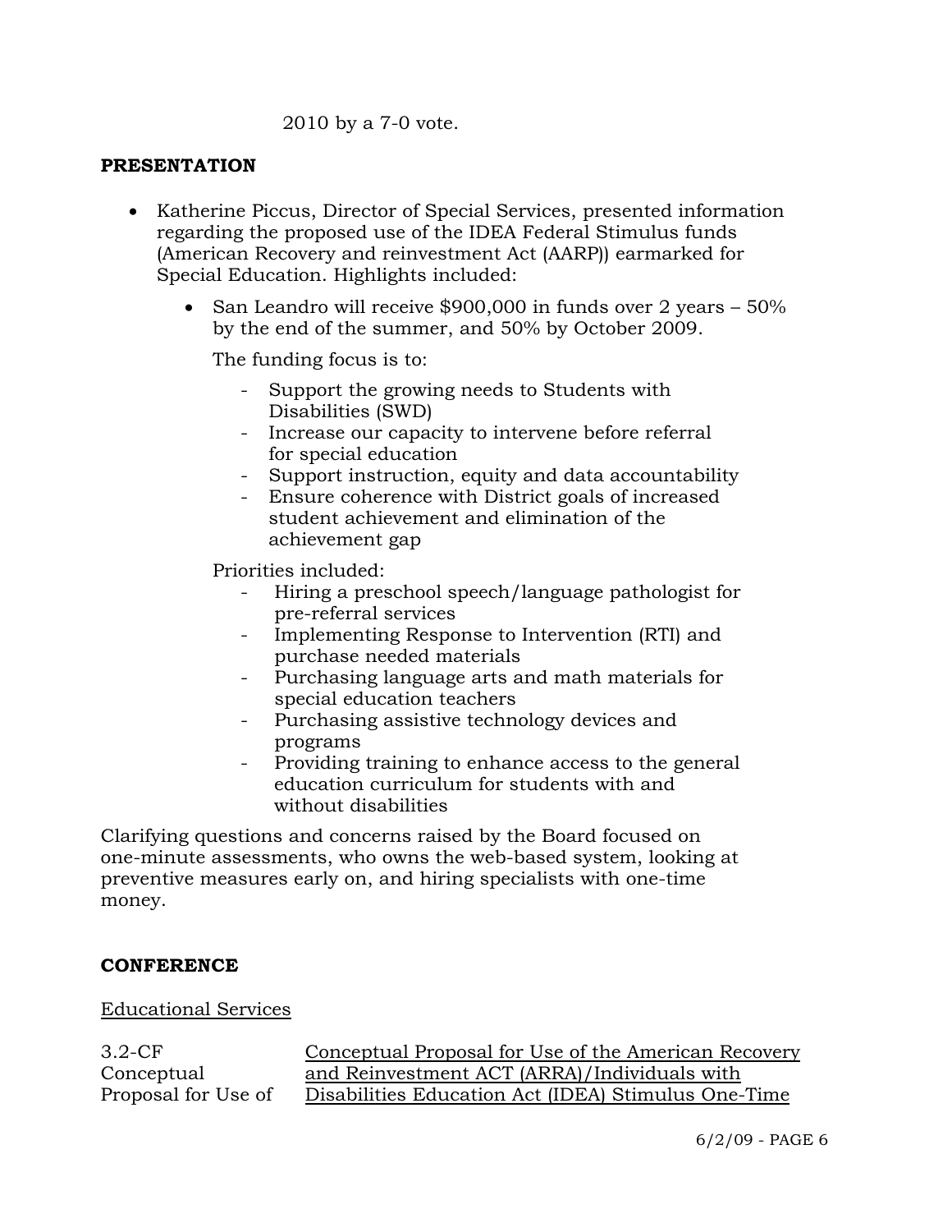2010 by a 7-0 vote.

**PRESENTATION**

- Katherine Piccus, Director of Special Services, presented information regarding the proposed use of the IDEA Federal Stimulus funds (American Recovery and reinvestment Act (AARP)) earmarked for Special Education. Highlights included:

  - San Leandro will receive $900,000 in funds over 2 years – 50% by the end of the summer, and 50% by October 2009.

    The funding focus is to:

    - Support the growing needs to Students with Disabilities (SWD)
    - Increase our capacity to intervene before referral for special education
    - Support instruction, equity and data accountability
    - Ensure coherence with District goals of increased student achievement and elimination of the achievement gap

    Priorities included:

    - Hiring a preschool speech/language pathologist for pre-referral services
    - Implementing Response to Intervention (RTI) and purchase needed materials
    - Purchasing language arts and math materials for special education teachers
    - Purchasing assistive technology devices and programs
    - Providing training to enhance access to the general education curriculum for students with and without disabilities

Clarifying questions and concerns raised by the Board focused on one-minute assessments, who owns the web-based system, looking at preventive measures early on, and hiring specialists with one-time money.

**CONFERENCE**

Educational Services

3.2-CF Conceptual Proposal for Use of — Conceptual Proposal for Use of the American Recovery and Reinvestment ACT (ARRA)/Individuals with Disabilities Education Act (IDEA) Stimulus One-Time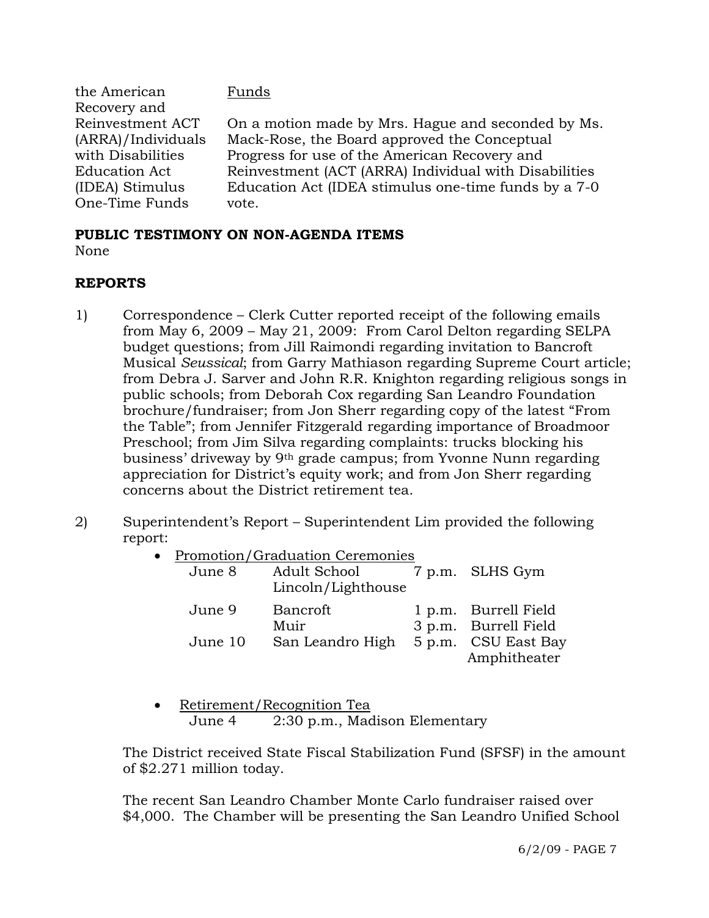the American Recovery and Reinvestment ACT (ARRA)/Individuals with Disabilities Education Act (IDEA) Stimulus One-Time Funds

Funds

On a motion made by Mrs. Hague and seconded by Ms. Mack-Rose, the Board approved the Conceptual Progress for use of the American Recovery and Reinvestment (ACT (ARRA) Individual with Disabilities Education Act (IDEA stimulus one-time funds by a 7-0 vote.

**PUBLIC TESTIMONY ON NON-AGENDA ITEMS**

None

**REPORTS**

1) Correspondence – Clerk Cutter reported receipt of the following emails from May 6, 2009 – May 21, 2009: From Carol Delton regarding SELPA budget questions; from Jill Raimondi regarding invitation to Bancroft Musical *Seussical*; from Garry Mathiason regarding Supreme Court article; from Debra J. Sarver and John R.R. Knighton regarding religious songs in public schools; from Deborah Cox regarding San Leandro Foundation brochure/fundraiser; from Jon Sherr regarding copy of the latest "From the Table"; from Jennifer Fitzgerald regarding importance of Broadmoor Preschool; from Jim Silva regarding complaints: trucks blocking his business' driveway by 9th grade campus; from Yvonne Nunn regarding appreciation for District's equity work; and from Jon Sherr regarding concerns about the District retirement tea.

2) Superintendent's Report – Superintendent Lim provided the following report:

   - Promotion/Graduation Ceremonies

| | | | |
|---|---|---|---|
| June 8 | Adult School Lincoln/Lighthouse | 7 p.m. | SLHS Gym |
| June 9 | Bancroft | 1 p.m. | Burrell Field |
| | Muir | 3 p.m. | Burrell Field |
| June 10 | San Leandro High | 5 p.m. | CSU East Bay Amphitheater |

   - Retirement/Recognition Tea

     June 4 2:30 p.m., Madison Elementary

The District received State Fiscal Stabilization Fund (SFSF) in the amount of $2.271 million today.

The recent San Leandro Chamber Monte Carlo fundraiser raised over $4,000. The Chamber will be presenting the San Leandro Unified School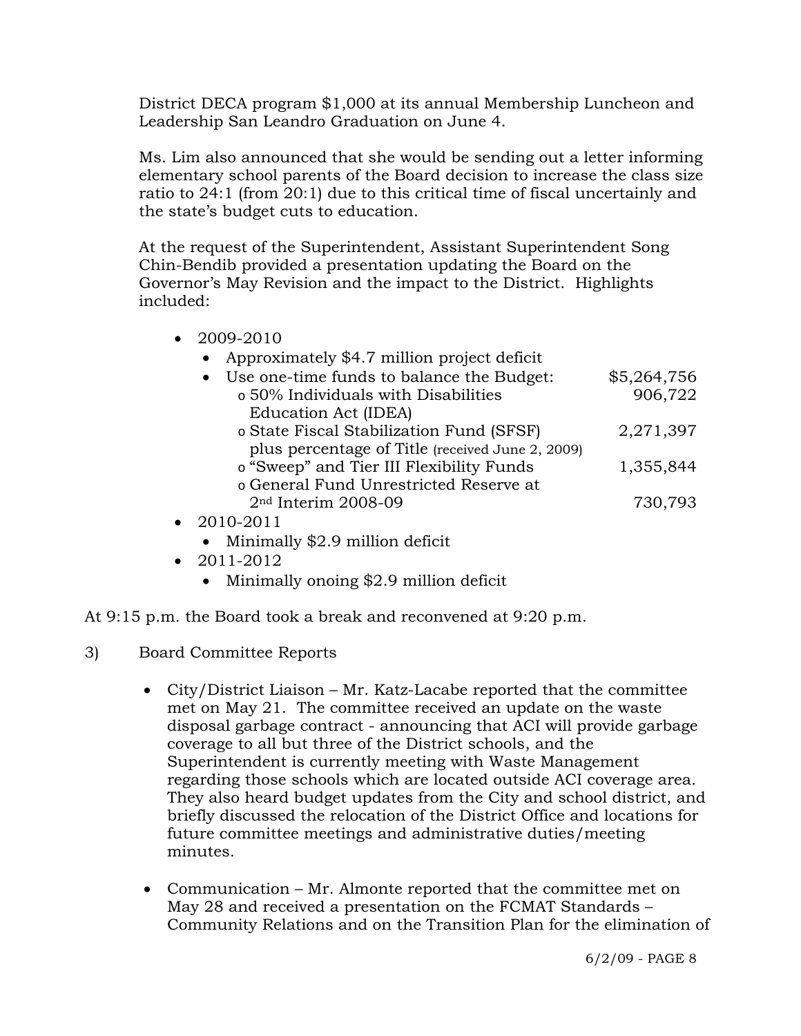District DECA program $1,000 at its annual Membership Luncheon and Leadership San Leandro Graduation on June 4.

Ms. Lim also announced that she would be sending out a letter informing elementary school parents of the Board decision to increase the class size ratio to 24:1 (from 20:1) due to this critical time of fiscal uncertainly and the state's budget cuts to education.

At the request of the Superintendent, Assistant Superintendent Song Chin-Bendib provided a presentation updating the Board on the Governor's May Revision and the impact to the District. Highlights included:

- 2009-2010
  - Approximately $4.7 million project deficit
  - Use one-time funds to balance the Budget: $5,264,756
    - 50% Individuals with Disabilities Education Act (IDEA) 906,722
    - State Fiscal Stabilization Fund (SFSF) plus percentage of Title (received June 2, 2009) 2,271,397
    - "Sweep" and Tier III Flexibility Funds 1,355,844
    - General Fund Unrestricted Reserve at 2nd Interim 2008-09 730,793
- 2010-2011
  - Minimally $2.9 million deficit
- 2011-2012
  - Minimally onoing $2.9 million deficit

At 9:15 p.m. the Board took a break and reconvened at 9:20 p.m.

3) Board Committee Reports

- City/District Liaison – Mr. Katz-Lacabe reported that the committee met on May 21. The committee received an update on the waste disposal garbage contract - announcing that ACI will provide garbage coverage to all but three of the District schools, and the Superintendent is currently meeting with Waste Management regarding those schools which are located outside ACI coverage area. They also heard budget updates from the City and school district, and briefly discussed the relocation of the District Office and locations for future committee meetings and administrative duties/meeting minutes.

- Communication – Mr. Almonte reported that the committee met on May 28 and received a presentation on the FCMAT Standards – Community Relations and on the Transition Plan for the elimination of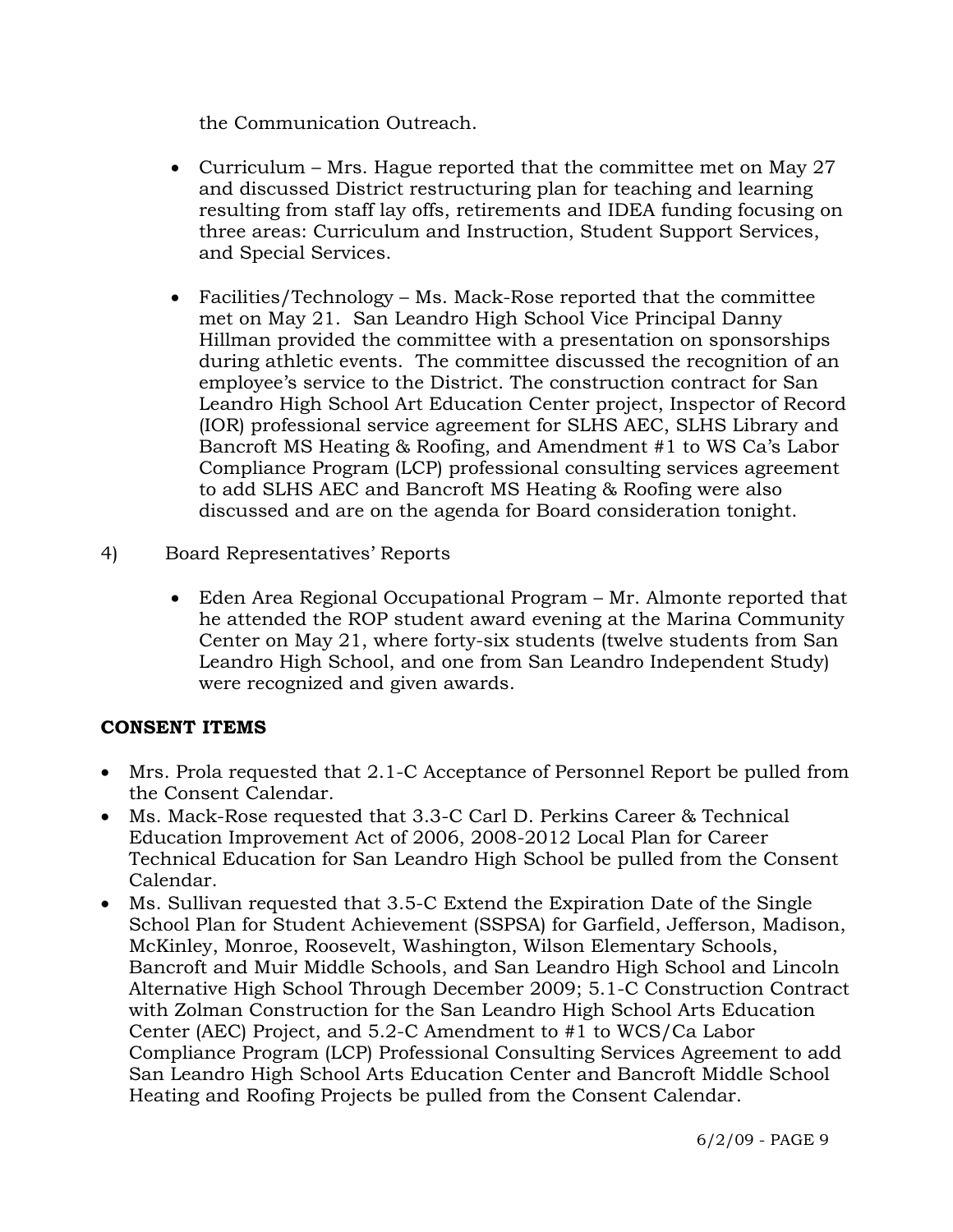the Communication Outreach.

- Curriculum – Mrs. Hague reported that the committee met on May 27 and discussed District restructuring plan for teaching and learning resulting from staff lay offs, retirements and IDEA funding focusing on three areas: Curriculum and Instruction, Student Support Services, and Special Services.

- Facilities/Technology – Ms. Mack-Rose reported that the committee met on May 21. San Leandro High School Vice Principal Danny Hillman provided the committee with a presentation on sponsorships during athletic events. The committee discussed the recognition of an employee's service to the District. The construction contract for San Leandro High School Art Education Center project, Inspector of Record (IOR) professional service agreement for SLHS AEC, SLHS Library and Bancroft MS Heating & Roofing, and Amendment #1 to WS Ca's Labor Compliance Program (LCP) professional consulting services agreement to add SLHS AEC and Bancroft MS Heating & Roofing were also discussed and are on the agenda for Board consideration tonight.

4) Board Representatives' Reports

- Eden Area Regional Occupational Program – Mr. Almonte reported that he attended the ROP student award evening at the Marina Community Center on May 21, where forty-six students (twelve students from San Leandro High School, and one from San Leandro Independent Study) were recognized and given awards.

**CONSENT ITEMS**

- Mrs. Prola requested that 2.1-C Acceptance of Personnel Report be pulled from the Consent Calendar.
- Ms. Mack-Rose requested that 3.3-C Carl D. Perkins Career & Technical Education Improvement Act of 2006, 2008-2012 Local Plan for Career Technical Education for San Leandro High School be pulled from the Consent Calendar.
- Ms. Sullivan requested that 3.5-C Extend the Expiration Date of the Single School Plan for Student Achievement (SSPSA) for Garfield, Jefferson, Madison, McKinley, Monroe, Roosevelt, Washington, Wilson Elementary Schools, Bancroft and Muir Middle Schools, and San Leandro High School and Lincoln Alternative High School Through December 2009; 5.1-C Construction Contract with Zolman Construction for the San Leandro High School Arts Education Center (AEC) Project, and 5.2-C Amendment to #1 to WCS/Ca Labor Compliance Program (LCP) Professional Consulting Services Agreement to add San Leandro High School Arts Education Center and Bancroft Middle School Heating and Roofing Projects be pulled from the Consent Calendar.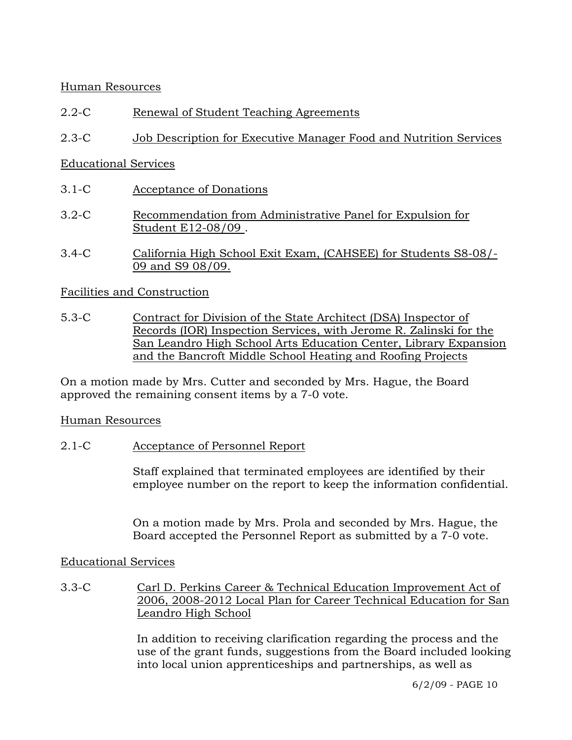Human Resources

2.2-C Renewal of Student Teaching Agreements

2.3-C Job Description for Executive Manager Food and Nutrition Services

Educational Services

3.1-C Acceptance of Donations

3.2-C Recommendation from Administrative Panel for Expulsion for Student E12-08/09 .

3.4-C California High School Exit Exam, (CAHSEE) for Students S8-08/-09 and S9 08/09.

Facilities and Construction

5.3-C Contract for Division of the State Architect (DSA) Inspector of Records (IOR) Inspection Services, with Jerome R. Zalinski for the San Leandro High School Arts Education Center, Library Expansion and the Bancroft Middle School Heating and Roofing Projects

On a motion made by Mrs. Cutter and seconded by Mrs. Hague, the Board approved the remaining consent items by a 7-0 vote.

Human Resources

2.1-C Acceptance of Personnel Report

Staff explained that terminated employees are identified by their employee number on the report to keep the information confidential.

On a motion made by Mrs. Prola and seconded by Mrs. Hague, the Board accepted the Personnel Report as submitted by a 7-0 vote.

Educational Services

3.3-C Carl D. Perkins Career & Technical Education Improvement Act of 2006, 2008-2012 Local Plan for Career Technical Education for San Leandro High School

In addition to receiving clarification regarding the process and the use of the grant funds, suggestions from the Board included looking into local union apprenticeships and partnerships, as well as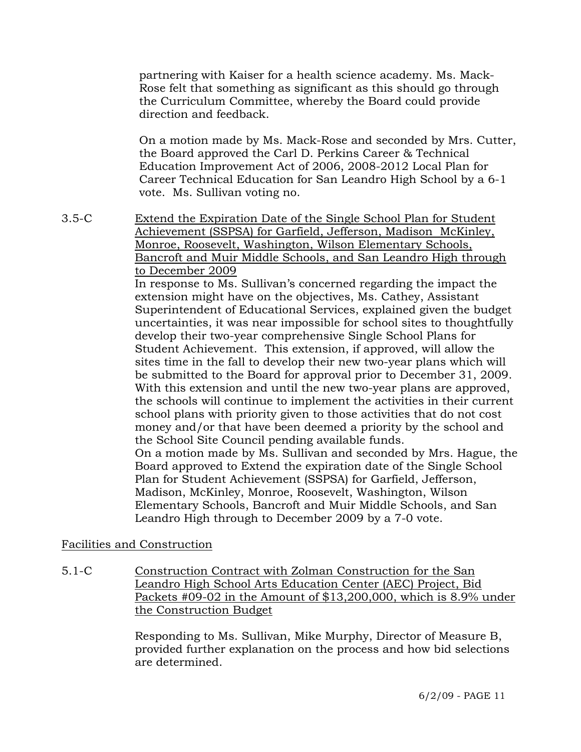partnering with Kaiser for a health science academy. Ms. Mack-Rose felt that something as significant as this should go through the Curriculum Committee, whereby the Board could provide direction and feedback.

On a motion made by Ms. Mack-Rose and seconded by Mrs. Cutter, the Board approved the Carl D. Perkins Career & Technical Education Improvement Act of 2006, 2008-2012 Local Plan for Career Technical Education for San Leandro High School by a 6-1 vote. Ms. Sullivan voting no.

3.5-C <u>Extend the Expiration Date of the Single School Plan for Student Achievement (SSPSA) for Garfield, Jefferson, Madison McKinley, Monroe, Roosevelt, Washington, Wilson Elementary Schools, Bancroft and Muir Middle Schools, and San Leandro High through to December 2009</u>

In response to Ms. Sullivan's concerned regarding the impact the extension might have on the objectives, Ms. Cathey, Assistant Superintendent of Educational Services, explained given the budget uncertainties, it was near impossible for school sites to thoughtfully develop their two-year comprehensive Single School Plans for Student Achievement. This extension, if approved, will allow the sites time in the fall to develop their new two-year plans which will be submitted to the Board for approval prior to December 31, 2009. With this extension and until the new two-year plans are approved, the schools will continue to implement the activities in their current school plans with priority given to those activities that do not cost money and/or that have been deemed a priority by the school and the School Site Council pending available funds.

On a motion made by Ms. Sullivan and seconded by Mrs. Hague, the Board approved to Extend the expiration date of the Single School Plan for Student Achievement (SSPSA) for Garfield, Jefferson, Madison, McKinley, Monroe, Roosevelt, Washington, Wilson Elementary Schools, Bancroft and Muir Middle Schools, and San Leandro High through to December 2009 by a 7-0 vote.

<u>Facilities and Construction</u>

5.1-C <u>Construction Contract with Zolman Construction for the San Leandro High School Arts Education Center (AEC) Project, Bid Packets #09-02 in the Amount of $13,200,000, which is 8.9% under the Construction Budget</u>

Responding to Ms. Sullivan, Mike Murphy, Director of Measure B, provided further explanation on the process and how bid selections are determined.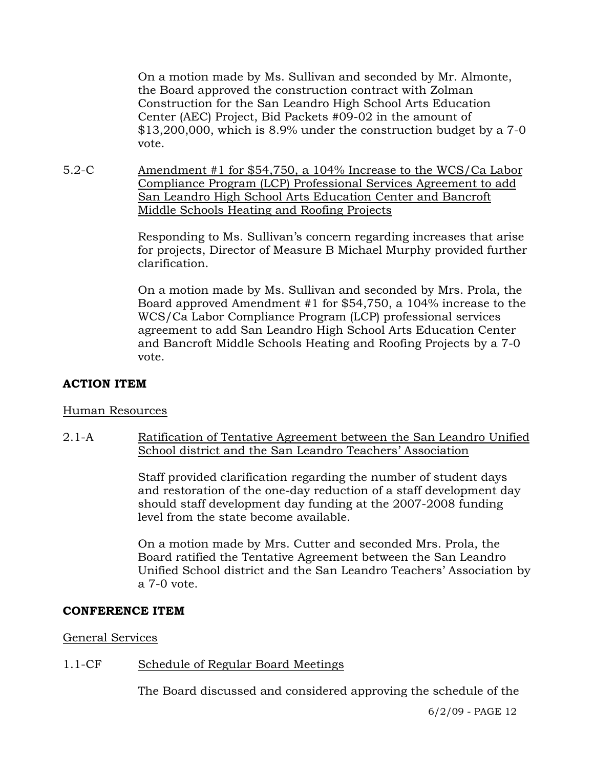On a motion made by Ms. Sullivan and seconded by Mr. Almonte, the Board approved the construction contract with Zolman Construction for the San Leandro High School Arts Education Center (AEC) Project, Bid Packets #09-02 in the amount of $13,200,000, which is 8.9% under the construction budget by a 7-0 vote.

5.2-C <u>Amendment #1 for $54,750, a 104% Increase to the WCS/Ca Labor Compliance Program (LCP) Professional Services Agreement to add San Leandro High School Arts Education Center and Bancroft Middle Schools Heating and Roofing Projects</u>

Responding to Ms. Sullivan's concern regarding increases that arise for projects, Director of Measure B Michael Murphy provided further clarification.

On a motion made by Ms. Sullivan and seconded by Mrs. Prola, the Board approved Amendment #1 for $54,750, a 104% increase to the WCS/Ca Labor Compliance Program (LCP) professional services agreement to add San Leandro High School Arts Education Center and Bancroft Middle Schools Heating and Roofing Projects by a 7-0 vote.

**ACTION ITEM**

<u>Human Resources</u>

2.1-A <u>Ratification of Tentative Agreement between the San Leandro Unified School district and the San Leandro Teachers' Association</u>

Staff provided clarification regarding the number of student days and restoration of the one-day reduction of a staff development day should staff development day funding at the 2007-2008 funding level from the state become available.

On a motion made by Mrs. Cutter and seconded Mrs. Prola, the Board ratified the Tentative Agreement between the San Leandro Unified School district and the San Leandro Teachers' Association by a 7-0 vote.

**CONFERENCE ITEM**

<u>General Services</u>

1.1-CF <u>Schedule of Regular Board Meetings</u>

The Board discussed and considered approving the schedule of the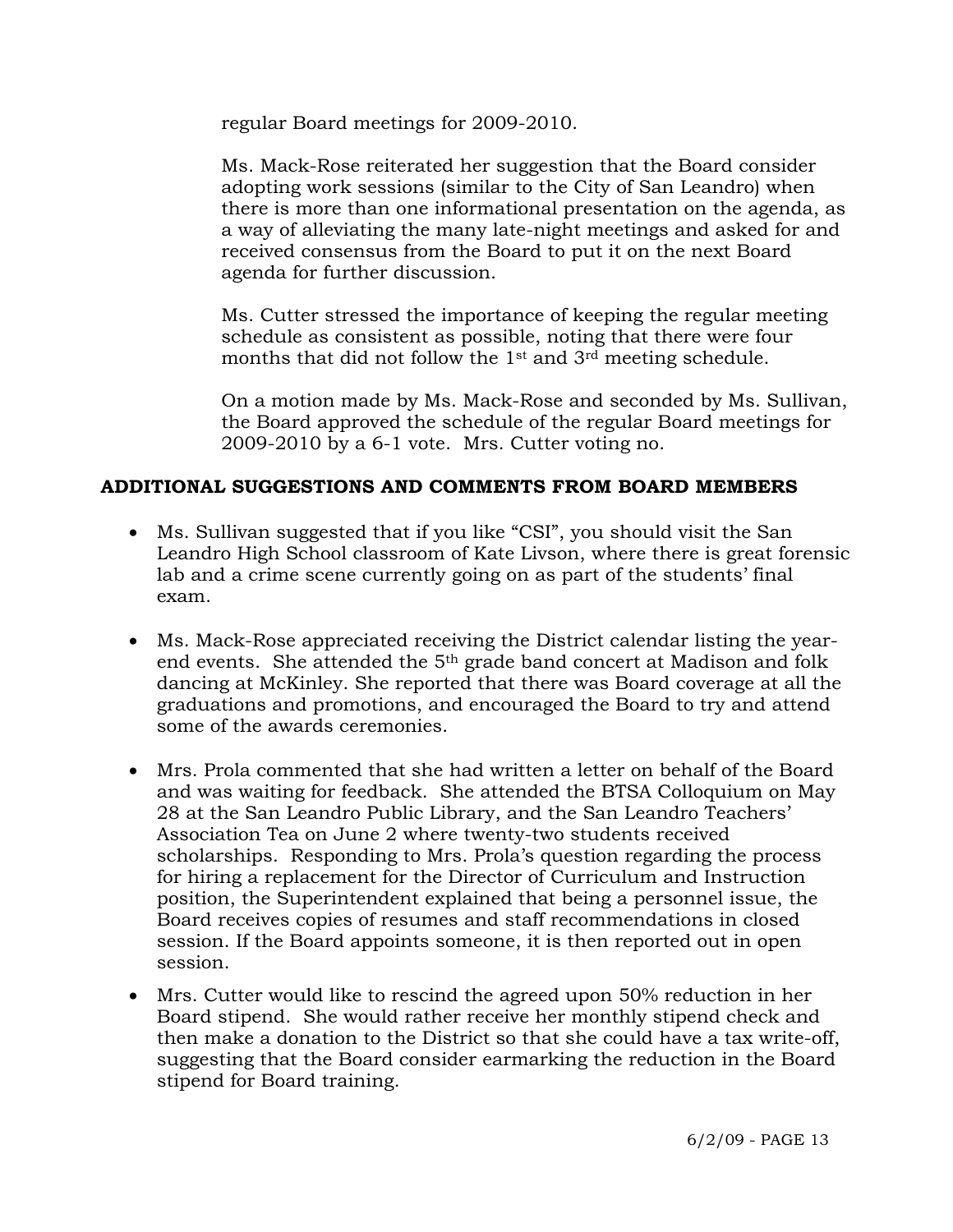regular Board meetings for 2009-2010.

Ms. Mack-Rose reiterated her suggestion that the Board consider adopting work sessions (similar to the City of San Leandro) when there is more than one informational presentation on the agenda, as a way of alleviating the many late-night meetings and asked for and received consensus from the Board to put it on the next Board agenda for further discussion.

Ms. Cutter stressed the importance of keeping the regular meeting schedule as consistent as possible, noting that there were four months that did not follow the 1st and 3rd meeting schedule.

On a motion made by Ms. Mack-Rose and seconded by Ms. Sullivan, the Board approved the schedule of the regular Board meetings for 2009-2010 by a 6-1 vote. Mrs. Cutter voting no.

**ADDITIONAL SUGGESTIONS AND COMMENTS FROM BOARD MEMBERS**

- Ms. Sullivan suggested that if you like "CSI", you should visit the San Leandro High School classroom of Kate Livson, where there is great forensic lab and a crime scene currently going on as part of the students' final exam.

- Ms. Mack-Rose appreciated receiving the District calendar listing the year-end events. She attended the 5th grade band concert at Madison and folk dancing at McKinley. She reported that there was Board coverage at all the graduations and promotions, and encouraged the Board to try and attend some of the awards ceremonies.

- Mrs. Prola commented that she had written a letter on behalf of the Board and was waiting for feedback. She attended the BTSA Colloquium on May 28 at the San Leandro Public Library, and the San Leandro Teachers' Association Tea on June 2 where twenty-two students received scholarships. Responding to Mrs. Prola's question regarding the process for hiring a replacement for the Director of Curriculum and Instruction position, the Superintendent explained that being a personnel issue, the Board receives copies of resumes and staff recommendations in closed session. If the Board appoints someone, it is then reported out in open session.

- Mrs. Cutter would like to rescind the agreed upon 50% reduction in her Board stipend. She would rather receive her monthly stipend check and then make a donation to the District so that she could have a tax write-off, suggesting that the Board consider earmarking the reduction in the Board stipend for Board training.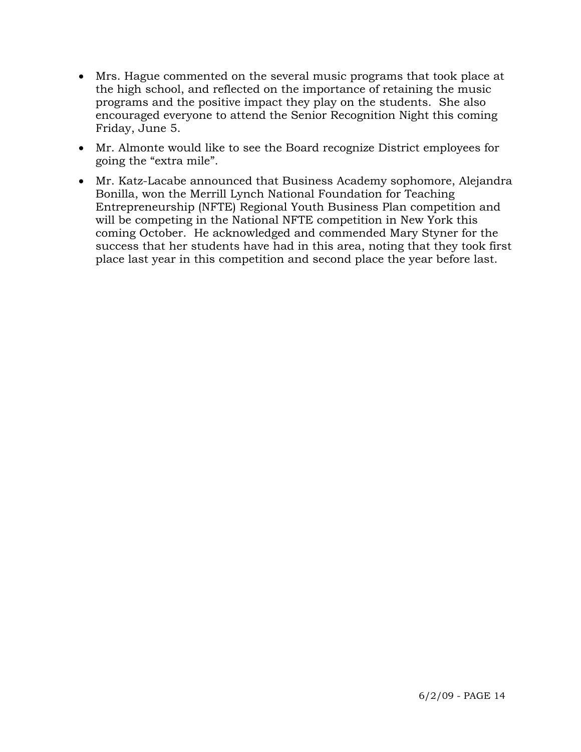- Mrs. Hague commented on the several music programs that took place at the high school, and reflected on the importance of retaining the music programs and the positive impact they play on the students. She also encouraged everyone to attend the Senior Recognition Night this coming Friday, June 5.
- Mr. Almonte would like to see the Board recognize District employees for going the "extra mile".
- Mr. Katz-Lacabe announced that Business Academy sophomore, Alejandra Bonilla, won the Merrill Lynch National Foundation for Teaching Entrepreneurship (NFTE) Regional Youth Business Plan competition and will be competing in the National NFTE competition in New York this coming October. He acknowledged and commended Mary Styner for the success that her students have had in this area, noting that they took first place last year in this competition and second place the year before last.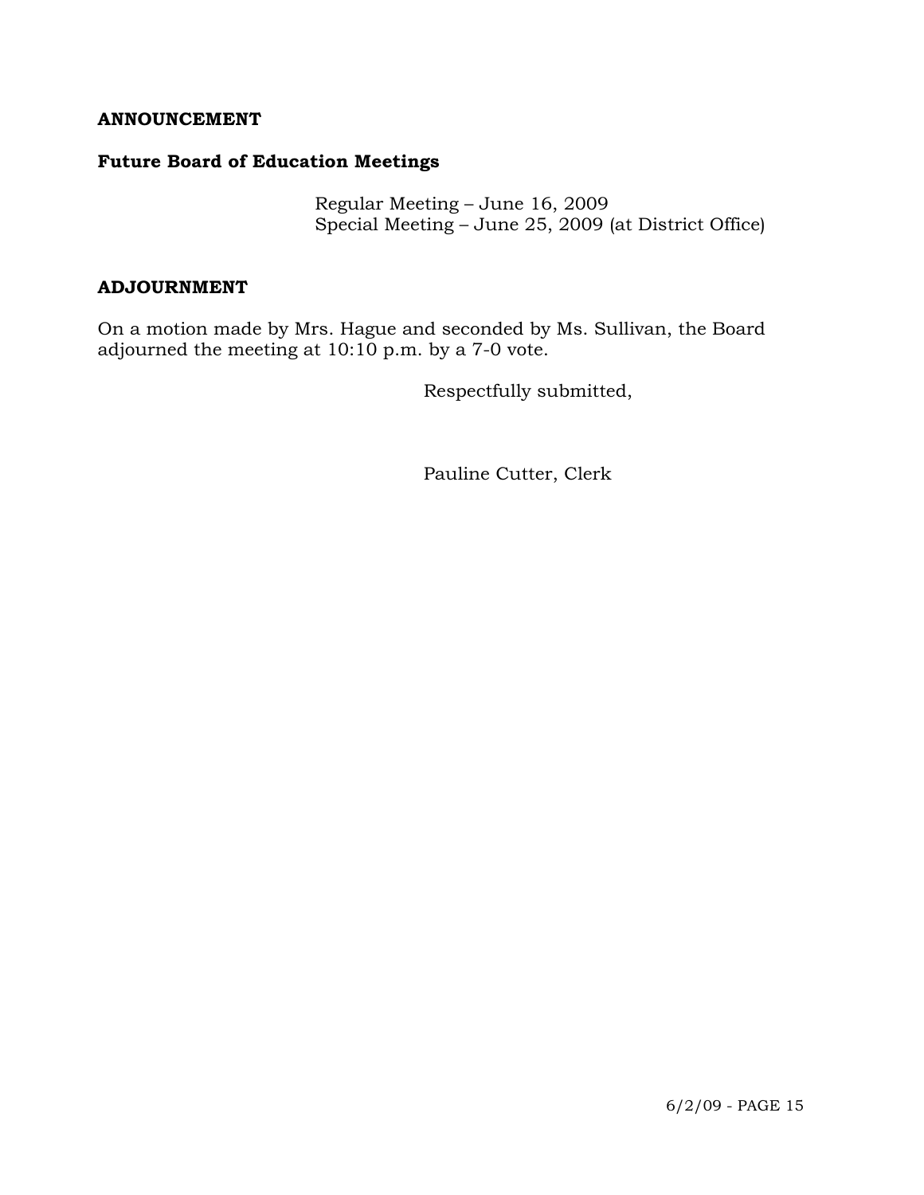**ANNOUNCEMENT**

**Future Board of Education Meetings**

Regular Meeting – June 16, 2009
Special Meeting – June 25, 2009 (at District Office)

**ADJOURNMENT**

On a motion made by Mrs. Hague and seconded by Ms. Sullivan, the Board adjourned the meeting at 10:10 p.m. by a 7-0 vote.

Respectfully submitted,

Pauline Cutter, Clerk